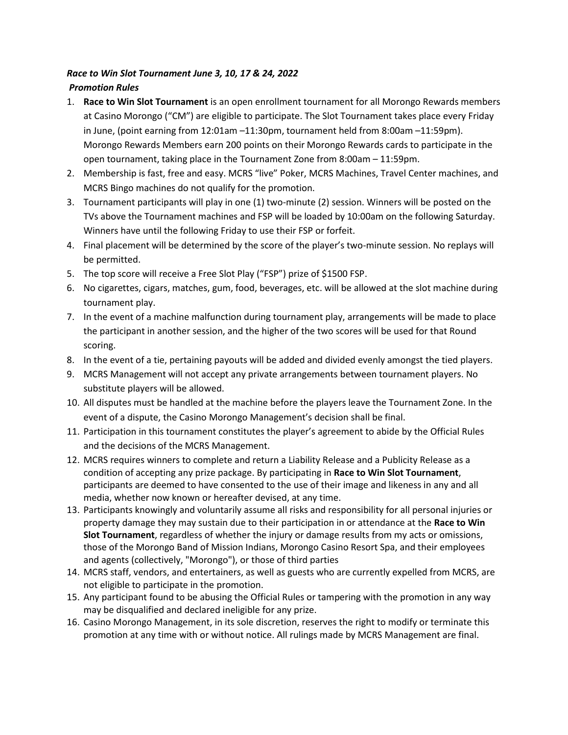***Race to Win Slot Tournament June 3, 10, 17 & 24, 2022***

***Promotion Rules***

1. **Race to Win Slot Tournament** is an open enrollment tournament for all Morongo Rewards members at Casino Morongo ("CM") are eligible to participate. The Slot Tournament takes place every Friday in June, (point earning from 12:01am –11:30pm, tournament held from 8:00am –11:59pm). Morongo Rewards Members earn 200 points on their Morongo Rewards cards to participate in the open tournament, taking place in the Tournament Zone from 8:00am – 11:59pm.
2. Membership is fast, free and easy. MCRS "live" Poker, MCRS Machines, Travel Center machines, and MCRS Bingo machines do not qualify for the promotion.
3. Tournament participants will play in one (1) two-minute (2) session. Winners will be posted on the TVs above the Tournament machines and FSP will be loaded by 10:00am on the following Saturday. Winners have until the following Friday to use their FSP or forfeit.
4. Final placement will be determined by the score of the player's two-minute session. No replays will be permitted.
5. The top score will receive a Free Slot Play ("FSP") prize of $1500 FSP.
6. No cigarettes, cigars, matches, gum, food, beverages, etc. will be allowed at the slot machine during tournament play.
7. In the event of a machine malfunction during tournament play, arrangements will be made to place the participant in another session, and the higher of the two scores will be used for that Round scoring.
8. In the event of a tie, pertaining payouts will be added and divided evenly amongst the tied players.
9. MCRS Management will not accept any private arrangements between tournament players. No substitute players will be allowed.
10. All disputes must be handled at the machine before the players leave the Tournament Zone. In the event of a dispute, the Casino Morongo Management's decision shall be final.
11. Participation in this tournament constitutes the player's agreement to abide by the Official Rules and the decisions of the MCRS Management.
12. MCRS requires winners to complete and return a Liability Release and a Publicity Release as a condition of accepting any prize package. By participating in **Race to Win Slot Tournament**, participants are deemed to have consented to the use of their image and likeness in any and all media, whether now known or hereafter devised, at any time.
13. Participants knowingly and voluntarily assume all risks and responsibility for all personal injuries or property damage they may sustain due to their participation in or attendance at the **Race to Win Slot Tournament**, regardless of whether the injury or damage results from my acts or omissions, those of the Morongo Band of Mission Indians, Morongo Casino Resort Spa, and their employees and agents (collectively, "Morongo"), or those of third parties
14. MCRS staff, vendors, and entertainers, as well as guests who are currently expelled from MCRS, are not eligible to participate in the promotion.
15. Any participant found to be abusing the Official Rules or tampering with the promotion in any way may be disqualified and declared ineligible for any prize.
16. Casino Morongo Management, in its sole discretion, reserves the right to modify or terminate this promotion at any time with or without notice. All rulings made by MCRS Management are final.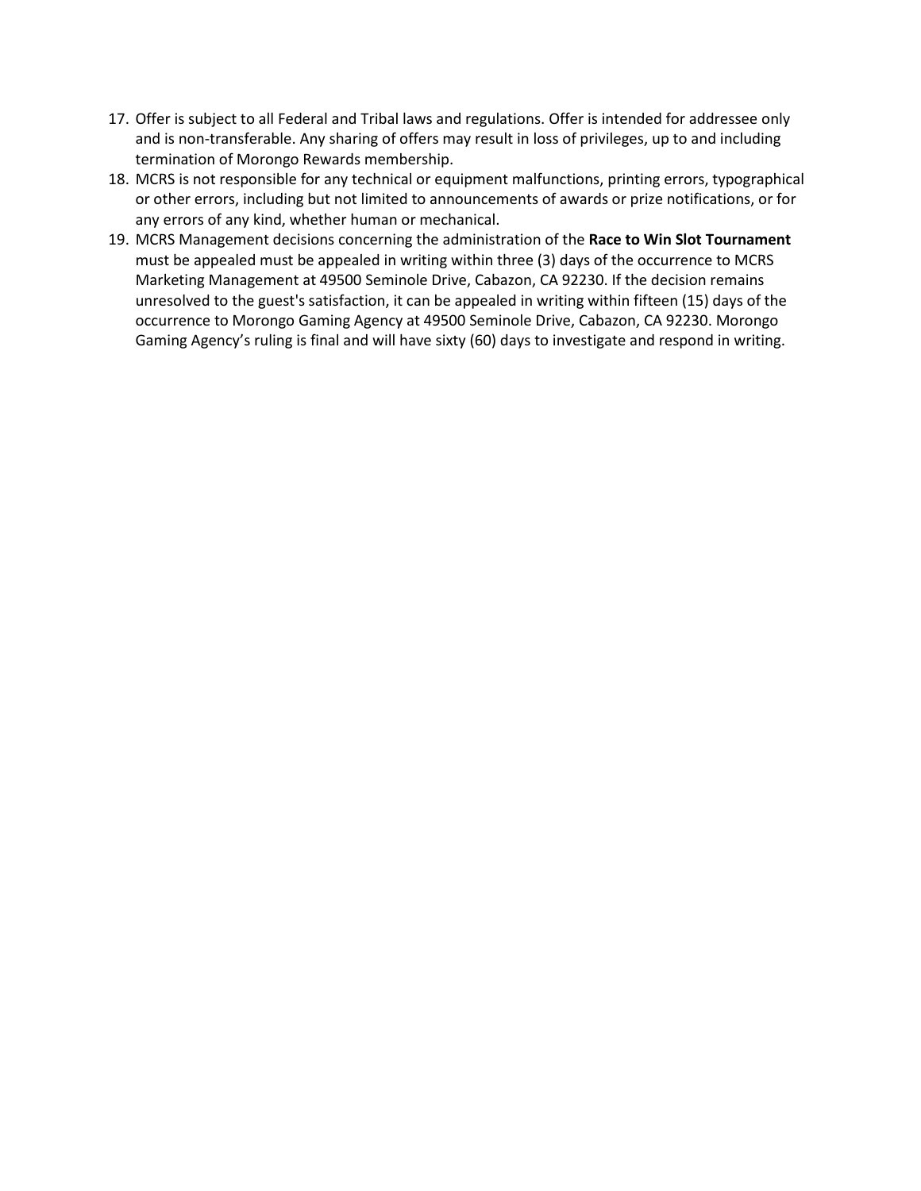17. Offer is subject to all Federal and Tribal laws and regulations. Offer is intended for addressee only and is non-transferable. Any sharing of offers may result in loss of privileges, up to and including termination of Morongo Rewards membership.
18. MCRS is not responsible for any technical or equipment malfunctions, printing errors, typographical or other errors, including but not limited to announcements of awards or prize notifications, or for any errors of any kind, whether human or mechanical.
19. MCRS Management decisions concerning the administration of the **Race to Win Slot Tournament** must be appealed must be appealed in writing within three (3) days of the occurrence to MCRS Marketing Management at 49500 Seminole Drive, Cabazon, CA 92230. If the decision remains unresolved to the guest's satisfaction, it can be appealed in writing within fifteen (15) days of the occurrence to Morongo Gaming Agency at 49500 Seminole Drive, Cabazon, CA 92230. Morongo Gaming Agency's ruling is final and will have sixty (60) days to investigate and respond in writing.